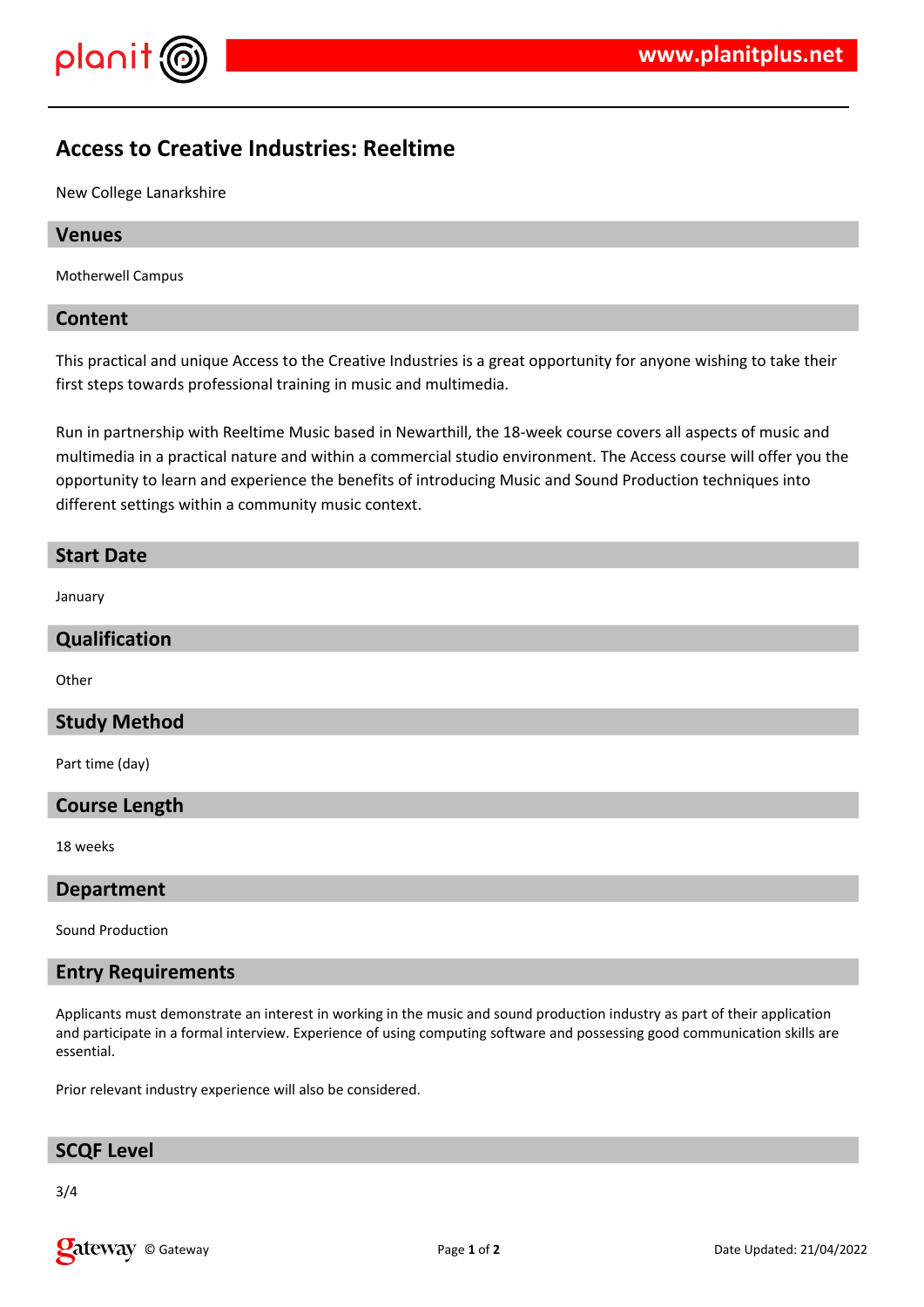# Access to Creative Industries: Reeltime

New College Lanarkshire

## Venues

Motherwell Campus

## Content

This practical and unique Access to the Creative Industries is a great opportunity for anyone wishing to take their first steps towards professional training in music and multimedia.

Run in partnership with Reeltime Music based in Newarthill, the 18-week course covers all aspects of music and multimedia in a practical nature and within a commercial studio environment. The Access course will offer you the opportunity to learn and experience the benefits of introducing Music and Sound Production techniques into different settings within a community music context.

## Start Date

January

## Qualification

Other

## Study Method

Part time (day)

## Course Length

18 weeks

## Department

Sound Production

## Entry Requirements

Applicants must demonstrate an interest in working in the music and sound production industry as part of their application and participate in a formal interview. Experience of using computing software and possessing good communication skills are essential.

Prior relevant industry experience will also be considered.

## SCQF Level

3/4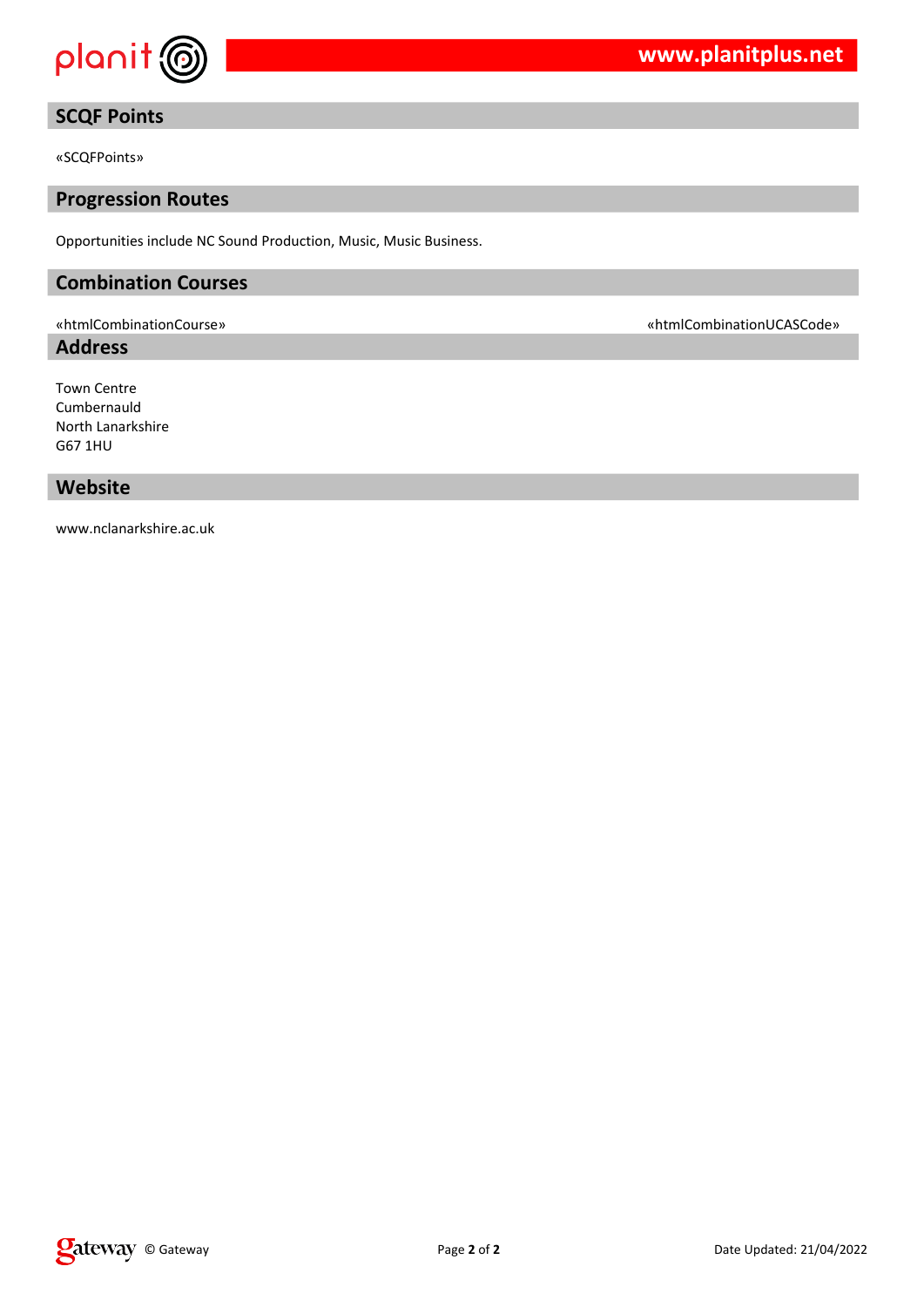## SCQF Points

«SCQFPoints»

## Progression Routes

Opportunities include NC Sound Production, Music, Music Business.

## Combination Courses

«htmlCombinationCourse» «htmlCombinationUCASCode»

## Address

Town Centre
Cumbernauld
North Lanarkshire
G67 1HU

## Website

www.nclanarkshire.ac.uk